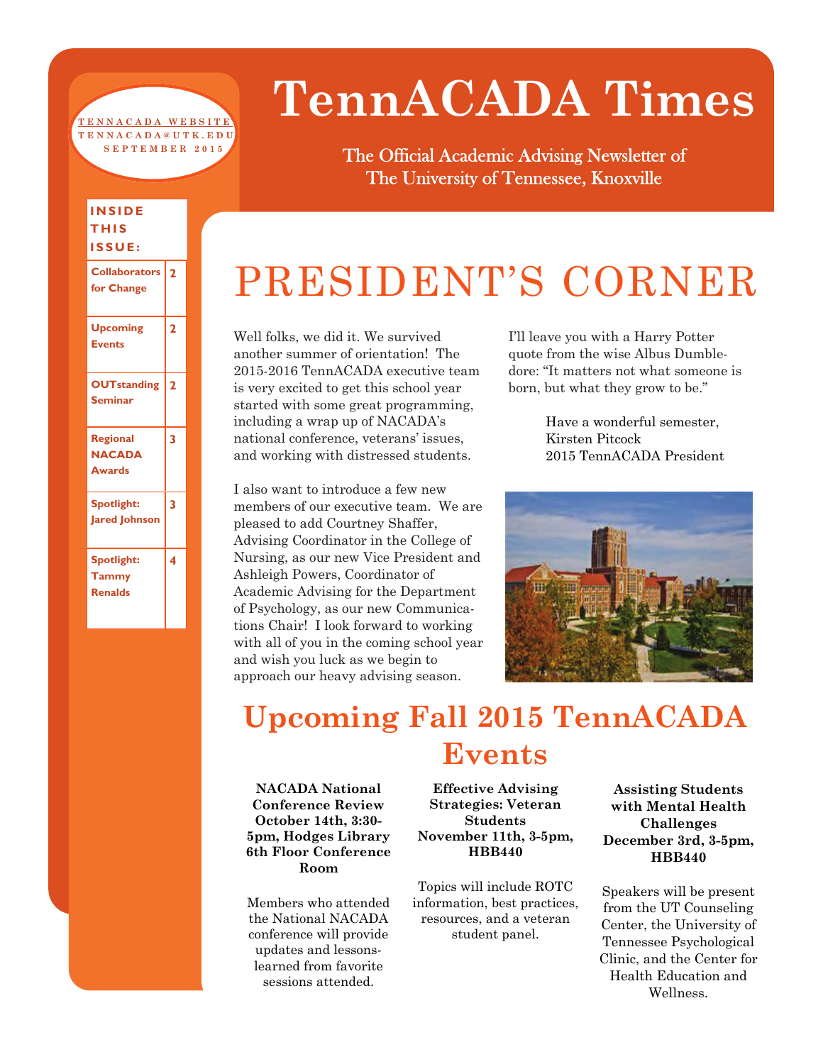# TennACADA Times

The Official Academic Advising Newsletter of
The University of Tennessee, Knoxville

TENNACADA WEBSITE
TENNACADA@UTK.EDU
SEPTEMBER 2015

| INSIDE THIS ISSUE: | |
|---|---|
| Collaborators for Change | 2 |
| Upcoming Events | 2 |
| OUTstanding Seminar | 2 |
| Regional NACADA Awards | 3 |
| Spotlight: Jared Johnson | 3 |
| Spotlight: Tammy Renalds | 4 |

## PRESIDENT'S CORNER

Well folks, we did it. We survived another summer of orientation! The 2015-2016 TennACADA executive team is very excited to get this school year started with some great programming, including a wrap up of NACADA's national conference, veterans' issues, and working with distressed students.

I also want to introduce a few new members of our executive team. We are pleased to add Courtney Shaffer, Advising Coordinator in the College of Nursing, as our new Vice President and Ashleigh Powers, Coordinator of Academic Advising for the Department of Psychology, as our new Communications Chair! I look forward to working with all of you in the coming school year and wish you luck as we begin to approach our heavy advising season.

I'll leave you with a Harry Potter quote from the wise Albus Dumbledore: "It matters not what someone is born, but what they grow to be."

Have a wonderful semester,
Kirsten Pitcock
2015 TennACADA President

## Upcoming Fall 2015 TennACADA Events

**NACADA National Conference Review**
**October 14th, 3:30-5pm, Hodges Library 6th Floor Conference Room**

Members who attended the National NACADA conference will provide updates and lessons-learned from favorite sessions attended.

**Effective Advising Strategies: Veteran Students**
**November 11th, 3-5pm, HBB440**

Topics will include ROTC information, best practices, resources, and a veteran student panel.

**Assisting Students with Mental Health Challenges**
**December 3rd, 3-5pm, HBB440**

Speakers will be present from the UT Counseling Center, the University of Tennessee Psychological Clinic, and the Center for Health Education and Wellness.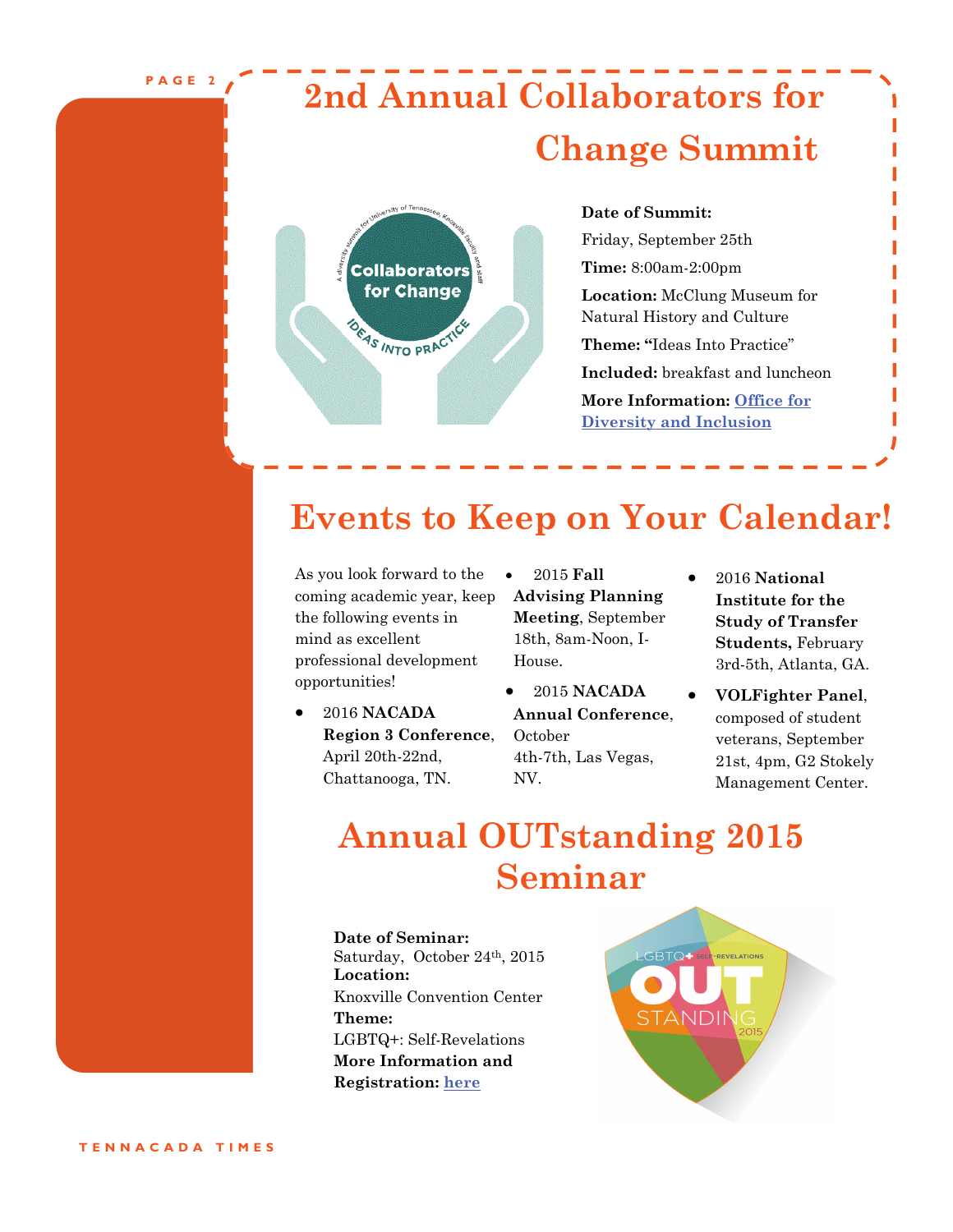# 2nd Annual Collaborators for Change Summit

**Date of Summit:**

Friday, September 25th

**Time:** 8:00am-2:00pm

**Location:** McClung Museum for Natural History and Culture

**Theme:** "Ideas Into Practice"

**Included:** breakfast and luncheon

**More Information:** [Office for Diversity and Inclusion]()

# Events to Keep on Your Calendar!

As you look forward to the coming academic year, keep the following events in mind as excellent professional development opportunities!

- 2016 **NACADA Region 3 Conference**, April 20th-22nd, Chattanooga, TN.
- 2015 **Fall Advising Planning Meeting**, September 18th, 8am-Noon, I-House.
- 2015 **NACADA Annual Conference**, October 4th-7th, Las Vegas, NV.
- 2016 **National Institute for the Study of Transfer Students,** February 3rd-5th, Atlanta, GA.
- **VOLFighter Panel**, composed of student veterans, September 21st, 4pm, G2 Stokely Management Center.

# Annual OUTstanding 2015 Seminar

**Date of Seminar:**
Saturday, October 24th, 2015
**Location:**
Knoxville Convention Center
**Theme:**
LGBTQ+: Self-Revelations
**More Information and Registration:** [here]()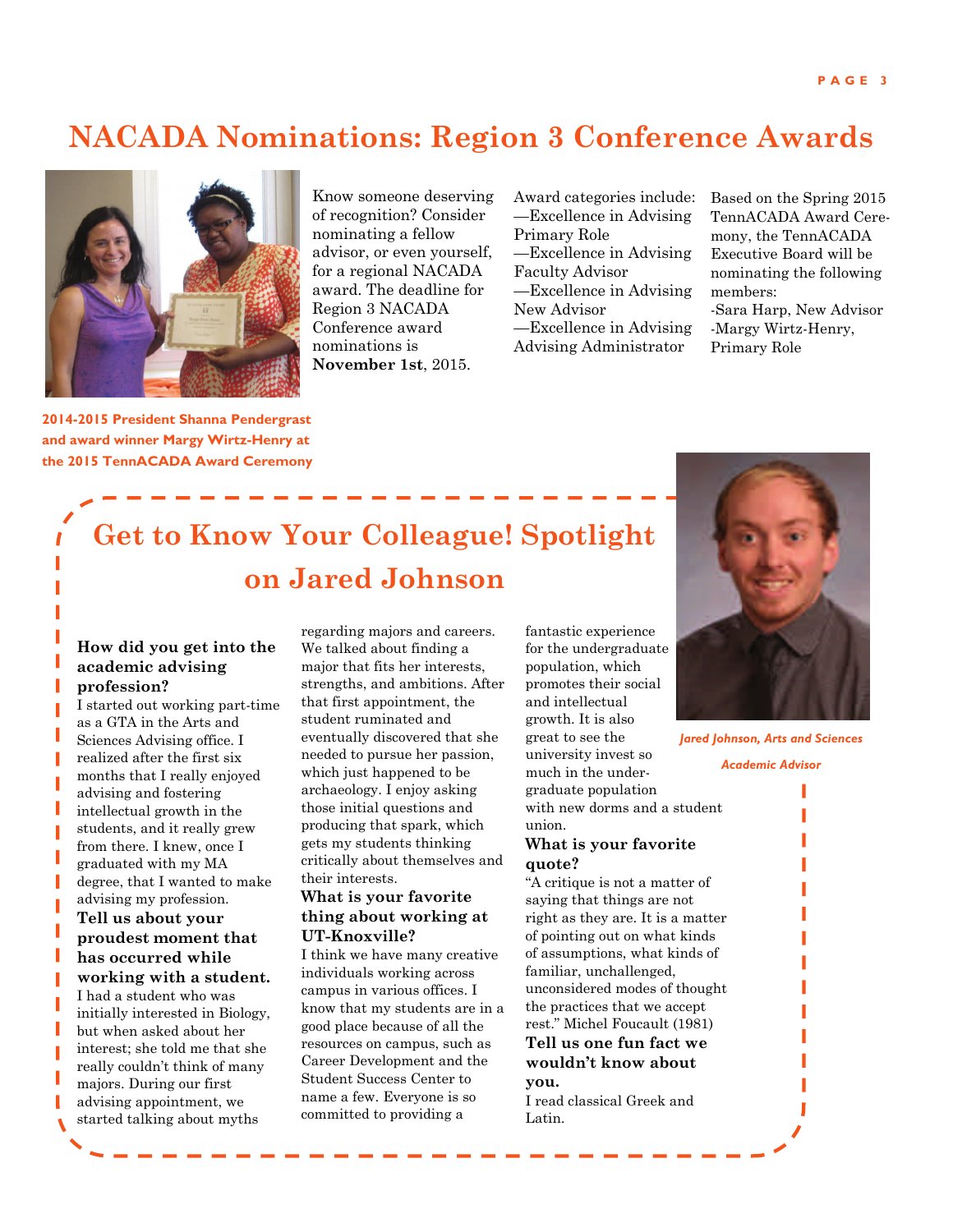# NACADA Nominations: Region 3 Conference Awards

2014-2015 President Shanna Pendergrast and award winner Margy Wirtz-Henry at the 2015 TennACADA Award Ceremony

Know someone deserving of recognition? Consider nominating a fellow advisor, or even yourself, for a regional NACADA award. The deadline for Region 3 NACADA Conference award nominations is **November 1st**, 2015.

Award categories include:
—Excellence in Advising Primary Role
—Excellence in Advising Faculty Advisor
—Excellence in Advising New Advisor
—Excellence in Advising Advising Administrator

Based on the Spring 2015 TennACADA Award Ceremony, the TennACADA Executive Board will be nominating the following members:
-Sara Harp, New Advisor
-Margy Wirtz-Henry, Primary Role

# Get to Know Your Colleague! Spotlight on Jared Johnson

*Jared Johnson, Arts and Sciences Academic Advisor*

**How did you get into the academic advising profession?**

I started out working part-time as a GTA in the Arts and Sciences Advising office. I realized after the first six months that I really enjoyed advising and fostering intellectual growth in the students, and it really grew from there. I knew, once I graduated with my MA degree, that I wanted to make advising my profession.

**Tell us about your proudest moment that has occurred while working with a student.**

I had a student who was initially interested in Biology, but when asked about her interest; she told me that she really couldn't think of many majors. During our first advising appointment, we started talking about myths regarding majors and careers. We talked about finding a major that fits her interests, strengths, and ambitions. After that first appointment, the student ruminated and eventually discovered that she needed to pursue her passion, which just happened to be archaeology. I enjoy asking those initial questions and producing that spark, which gets my students thinking critically about themselves and their interests.

**What is your favorite thing about working at UT-Knoxville?**

I think we have many creative individuals working across campus in various offices. I know that my students are in a good place because of all the resources on campus, such as Career Development and the Student Success Center to name a few. Everyone is so committed to providing a fantastic experience for the undergraduate population, which promotes their social and intellectual growth. It is also great to see the university invest so much in the undergraduate population with new dorms and a student union.

**What is your favorite quote?**

"A critique is not a matter of saying that things are not right as they are. It is a matter of pointing out on what kinds of assumptions, what kinds of familiar, unchallenged, unconsidered modes of thought the practices that we accept rest." Michel Foucault (1981)

**Tell us one fun fact we wouldn't know about you.**

I read classical Greek and Latin.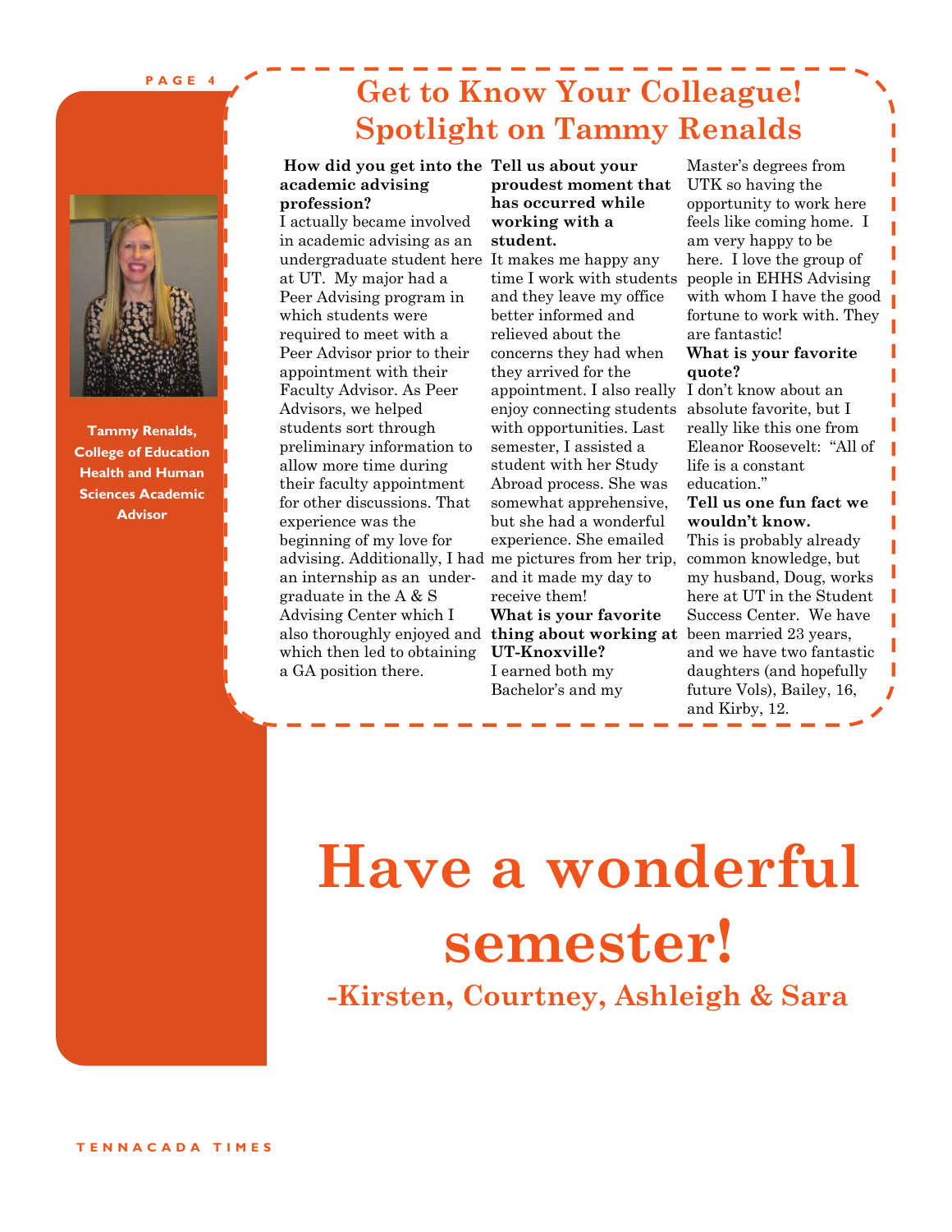# Get to Know Your Colleague! Spotlight on Tammy Renalds

**Tammy Renalds, College of Education Health and Human Sciences Academic Advisor**

**How did you get into the academic advising profession?**

I actually became involved in academic advising as an undergraduate student here at UT. My major had a Peer Advising program in which students were required to meet with a Peer Advisor prior to their appointment with their Faculty Advisor. As Peer Advisors, we helped students sort through preliminary information to allow more time during their faculty appointment for other discussions. That experience was the beginning of my love for advising. Additionally, I had an internship as an undergraduate in the A & S Advising Center which I also thoroughly enjoyed and which then led to obtaining a GA position there.

**Tell us about your proudest moment that has occurred while working with a student.**

It makes me happy any time I work with students and they leave my office better informed and relieved about the concerns they had when they arrived for the appointment. I also really enjoy connecting students with opportunities. Last semester, I assisted a student with her Study Abroad process. She was somewhat apprehensive, but she had a wonderful experience. She emailed me pictures from her trip, and it made my day to receive them!

**What is your favorite thing about working at UT-Knoxville?**

I earned both my Bachelor's and my Master's degrees from UTK so having the opportunity to work here feels like coming home. I am very happy to be here. I love the group of people in EHHS Advising with whom I have the good fortune to work with. They are fantastic!

**What is your favorite quote?**

I don't know about an absolute favorite, but I really like this one from Eleanor Roosevelt: "All of life is a constant education."

**Tell us one fun fact we wouldn't know.**

This is probably already common knowledge, but my husband, Doug, works here at UT in the Student Success Center. We have been married 23 years, and we have two fantastic daughters (and hopefully future Vols), Bailey, 16, and Kirby, 12.

# Have a wonderful semester!

## -Kirsten, Courtney, Ashleigh & Sara